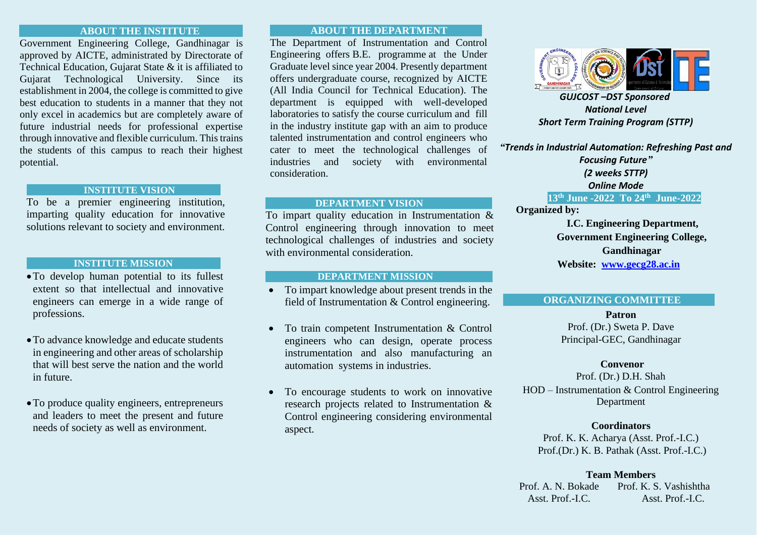## ABOUT THE INSTITUTE

Government Engineering College, Gandhinagar is approved by AICTE, administrated by Directorate of Technical Education, Gujarat State & it is affiliated to Gujarat Technological University. Since its establishment in 2004, the college is committed to give best education to students in a manner that they not only excel in academics but are completely aware of future industrial needs for professional expertise through innovative and flexible curriculum. This trains the students of this campus to reach their highest potential.

## INSTITUTE VISION

To be a premier engineering institution, imparting quality education for innovative solutions relevant to society and environment.

## INSTITUTE MISSION

- To develop human potential to its fullest extent so that intellectual and innovative engineers can emerge in a wide range of professions.
- To advance knowledge and educate students in engineering and other areas of scholarship that will best serve the nation and the world in future.
- To produce quality engineers, entrepreneurs and leaders to meet the present and future needs of society as well as environment.

## ABOUT THE DEPARTMENT

The Department of Instrumentation and Control Engineering offers B.E. programme at the Under Graduate level since year 2004. Presently department offers undergraduate course, recognized by AICTE (All India Council for Technical Education). The department is equipped with well-developed laboratories to satisfy the course curriculum and fill in the industry institute gap with an aim to produce talented instrumentation and control engineers who cater to meet the technological challenges of industries and society with environmental consideration.

## DEPARTMENT VISION

To impart quality education in Instrumentation & Control engineering through innovation to meet technological challenges of industries and society with environmental consideration.

## DEPARTMENT MISSION

- To impart knowledge about present trends in the field of Instrumentation & Control engineering.
- To train competent Instrumentation & Control engineers who can design, operate process instrumentation and also manufacturing an automation systems in industries.
- To encourage students to work on innovative research projects related to Instrumentation & Control engineering considering environmental aspect.

***GUJCOST –DST Sponsored***
***National Level***
***Short Term Training Program (STTP)***

***"Trends in Industrial Automation: Refreshing Past and Focusing Future"***
***(2 weeks STTP)***
***Online Mode***

**13th June -2022 To 24th June-2022**

**Organized by:**

**I.C. Engineering Department,**
**Government Engineering College,**
**Gandhinagar**
**Website: www.gecg28.ac.in**

## ORGANIZING COMMITTEE

**Patron**
Prof. (Dr.) Sweta P. Dave
Principal-GEC, Gandhinagar

**Convenor**
Prof. (Dr.) D.H. Shah
HOD – Instrumentation & Control Engineering Department

**Coordinators**
Prof. K. K. Acharya (Asst. Prof.-I.C.)
Prof.(Dr.) K. B. Pathak (Asst. Prof.-I.C.)

**Team Members**
Prof. A. N. Bokade, Asst. Prof.-I.C.
Prof. K. S. Vashishtha, Asst. Prof.-I.C.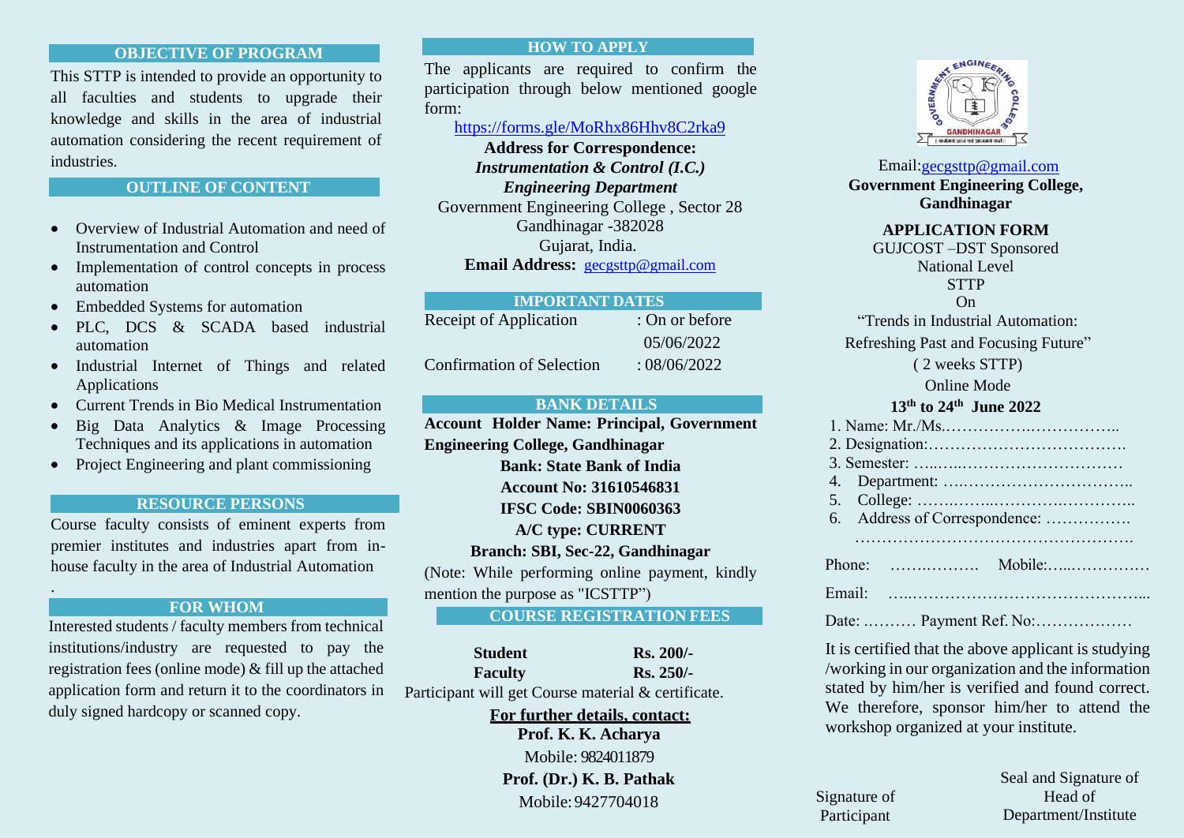## OBJECTIVE OF PROGRAM

This STTP is intended to provide an opportunity to all faculties and students to upgrade their knowledge and skills in the area of industrial automation considering the recent requirement of industries.

## OUTLINE OF CONTENT

- Overview of Industrial Automation and need of Instrumentation and Control
- Implementation of control concepts in process automation
- Embedded Systems for automation
- PLC, DCS & SCADA based industrial automation
- Industrial Internet of Things and related Applications
- Current Trends in Bio Medical Instrumentation
- Big Data Analytics & Image Processing Techniques and its applications in automation
- Project Engineering and plant commissioning

## RESOURCE PERSONS

Course faculty consists of eminent experts from premier institutes and industries apart from in-house faculty in the area of Industrial Automation

## FOR WHOM

Interested students / faculty members from technical institutions/industry are requested to pay the registration fees (online mode) & fill up the attached application form and return it to the coordinators in duly signed hardcopy or scanned copy.

## HOW TO APPLY

The applicants are required to confirm the participation through below mentioned google form:

https://forms.gle/MoRhx86Hhv8C2rka9

**Address for Correspondence:**
***Instrumentation & Control (I.C.)***
***Engineering Department***
Government Engineering College , Sector 28
Gandhinagar -382028
Gujarat, India.
**Email Address:** gecgsttp@gmail.com

## IMPORTANT DATES

| | |
|---|---|
| Receipt of Application | : On or before 05/06/2022 |
| Confirmation of Selection | : 08/06/2022 |

## BANK DETAILS

**Account Holder Name: Principal, Government Engineering College, Gandhinagar**
**Bank: State Bank of India**
**Account No: 31610546831**
**IFSC Code: SBIN0060363**
**A/C type: CURRENT**
**Branch: SBI, Sec-22, Gandhinagar**

(Note: While performing online payment, kindly mention the purpose as "ICSTTP")

## COURSE REGISTRATION FEES

| | |
|---|---|
| **Student** | **Rs. 200/-** |
| **Faculty** | **Rs. 250/-** |

Participant will get Course material & certificate.

**For further details, contact:**
**Prof. K. K. Acharya**
Mobile: 9824011879
**Prof. (Dr.) K. B. Pathak**
Mobile: 9427704018

Email: gecgsttp@gmail.com
**Government Engineering College, Gandhinagar**

**APPLICATION FORM**
GUJCOST –DST Sponsored
National Level
STTP
On
"Trends in Industrial Automation: Refreshing Past and Focusing Future"
( 2 weeks STTP)
Online Mode
**13th to 24th June 2022**

1. Name: Mr./Ms.……………….……………..
2. Designation:……………………………….
3. Semester: …..…..…………………………
4. Department: …..…………………………..
5. College: ……..……..………….…………..
6. Address of Correspondence: …………….
   …………………………………………….

Phone: ……..………  Mobile:…...……………

Email: …..……………………………………...

Date: ..……… Payment Ref. No:………………

It is certified that the above applicant is studying /working in our organization and the information stated by him/her is verified and found correct. We therefore, sponsor him/her to attend the workshop organized at your institute.

Signature of Participant

Seal and Signature of Head of Department/Institute